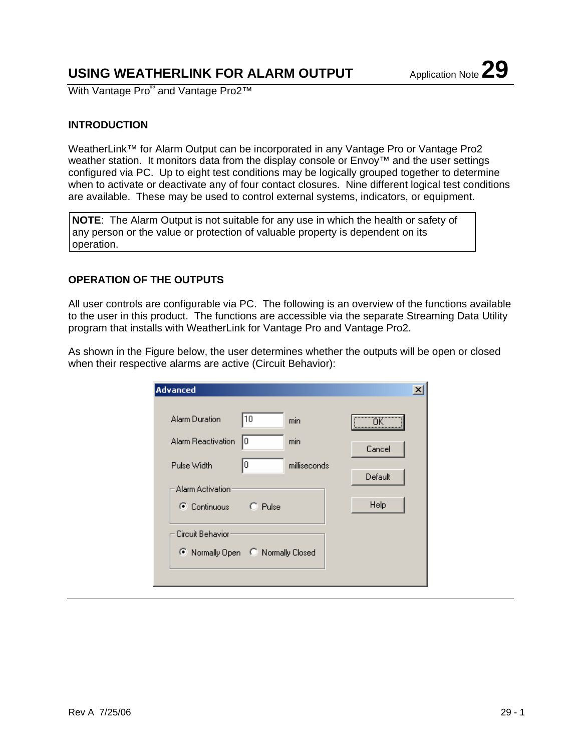# USING WEATHERLINK FOR ALARM OUTPUT

Application Note 29

With Vantage Pro® and Vantage Pro2™

## INTRODUCTION

WeatherLink™ for Alarm Output can be incorporated in any Vantage Pro or Vantage Pro2 weather station. It monitors data from the display console or Envoy™ and the user settings configured via PC. Up to eight test conditions may be logically grouped together to determine when to activate or deactivate any of four contact closures. Nine different logical test conditions are available. These may be used to control external systems, indicators, or equipment.

**NOTE**: The Alarm Output is not suitable for any use in which the health or safety of any person or the value or protection of valuable property is dependent on its operation.

## OPERATION OF THE OUTPUTS

All user controls are configurable via PC. The following is an overview of the functions available to the user in this product. The functions are accessible via the separate Streaming Data Utility program that installs with WeatherLink for Vantage Pro and Vantage Pro2.

As shown in the Figure below, the user determines whether the outputs will be open or closed when their respective alarms are active (Circuit Behavior):

Advanced

Alarm Duration 10 min

Alarm Reactivation 0 min

Pulse Width 0 milliseconds

Alarm Activation

Continuous Pulse

Circuit Behavior

Normally Open Normally Closed

OK

Cancel

Default

Help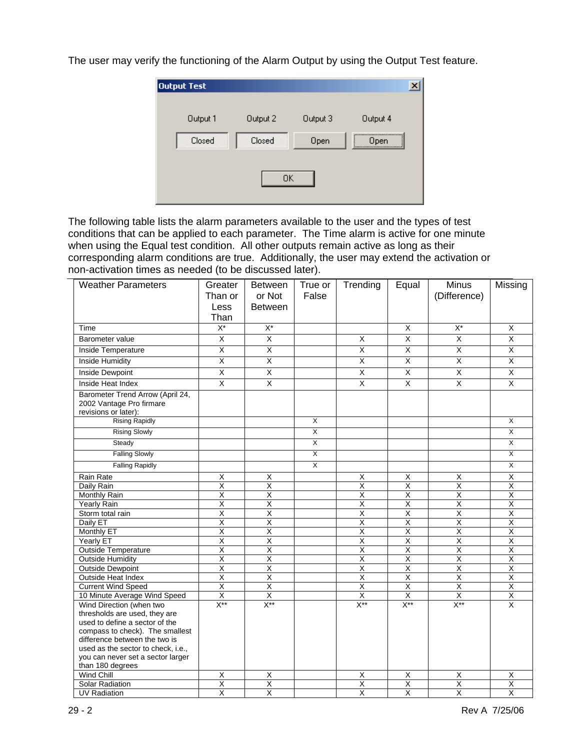The user may verify the functioning of the Alarm Output by using the Output Test feature.

The following table lists the alarm parameters available to the user and the types of test conditions that can be applied to each parameter. The Time alarm is active for one minute when using the Equal test condition. All other outputs remain active as long as their corresponding alarm conditions are true. Additionally, the user may extend the activation or non-activation times as needed (to be discussed later).

| Weather Parameters | Greater Than or Less Than | Between or Not Between | True or False | Trending | Equal | Minus (Difference) | Missing |
|---|---|---|---|---|---|---|---|
| Time | X* | X* | | | X | X* | X |
| Barometer value | X | X | | X | X | X | X |
| Inside Temperature | X | X | | X | X | X | X |
| Inside Humidity | X | X | | X | X | X | X |
| Inside Dewpoint | X | X | | X | X | X | X |
| Inside Heat Index | X | X | | X | X | X | X |
| Barometer Trend Arrow (April 24, 2002 Vantage Pro firmare revisions or later): | | | | | | | |
| Rising Rapidly | | | X | | | | X |
| Rising Slowly | | | X | | | | X |
| Steady | | | X | | | | X |
| Falling Slowly | | | X | | | | X |
| Falling Rapidly | | | X | | | | X |
| Rain Rate | X | X | | X | X | X | X |
| Daily Rain | X | X | | X | X | X | X |
| Monthly Rain | X | X | | X | X | X | X |
| Yearly Rain | X | X | | X | X | X | X |
| Storm total rain | X | X | | X | X | X | X |
| Daily ET | X | X | | X | X | X | X |
| Monthly ET | X | X | | X | X | X | X |
| Yearly ET | X | X | | X | X | X | X |
| Outside Temperature | X | X | | X | X | X | X |
| Outside Humidity | X | X | | X | X | X | X |
| Outside Dewpoint | X | X | | X | X | X | X |
| Outside Heat Index | X | X | | X | X | X | X |
| Current Wind Speed | X | X | | X | X | X | X |
| 10 Minute Average Wind Speed | X | X | | X | X | X | X |
| Wind Direction (when two thresholds are used, they are used to define a sector of the compass to check). The smallest difference between the two is used as the sector to check, i.e., you can never set a sector larger than 180 degrees | X** | X** | | X** | X** | X** | X |
| Wind Chill | X | X | | X | X | X | X |
| Solar Radiation | X | X | | X | X | X | X |
| UV Radiation | X | X | | X | X | X | X |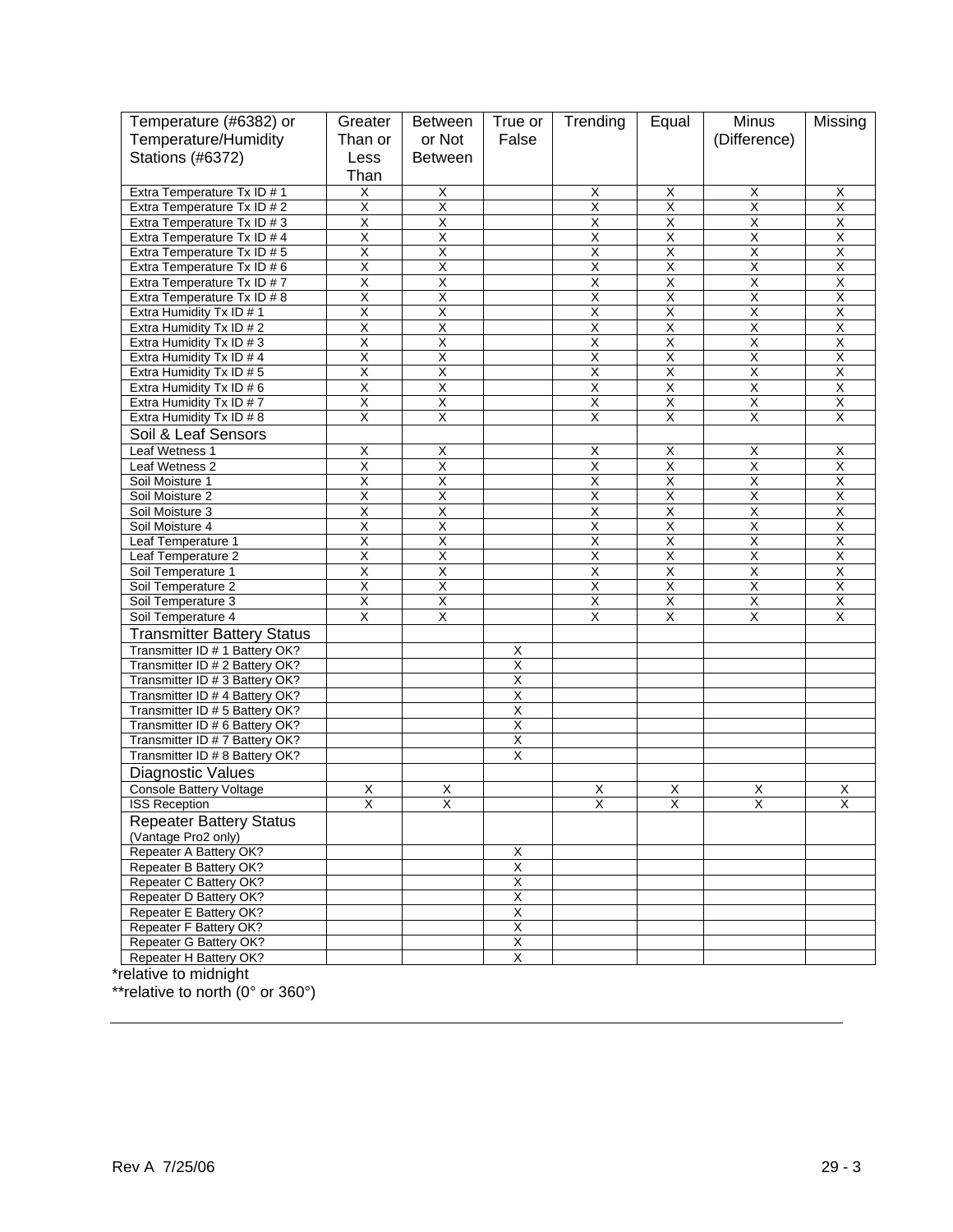| Temperature (#6382) or Temperature/Humidity Stations (#6372) | Greater Than or Less Than | Between or Not Between | True or False | Trending | Equal | Minus (Difference) | Missing |
|---|---|---|---|---|---|---|---|
| Extra Temperature Tx ID # 1 | X | X | | X | X | X | X |
| Extra Temperature Tx ID # 2 | X | X | | X | X | X | X |
| Extra Temperature Tx ID # 3 | X | X | | X | X | X | X |
| Extra Temperature Tx ID # 4 | X | X | | X | X | X | X |
| Extra Temperature Tx ID # 5 | X | X | | X | X | X | X |
| Extra Temperature Tx ID # 6 | X | X | | X | X | X | X |
| Extra Temperature Tx ID # 7 | X | X | | X | X | X | X |
| Extra Temperature Tx ID # 8 | X | X | | X | X | X | X |
| Extra Humidity Tx ID # 1 | X | X | | X | X | X | X |
| Extra Humidity Tx ID # 2 | X | X | | X | X | X | X |
| Extra Humidity Tx ID # 3 | X | X | | X | X | X | X |
| Extra Humidity Tx ID # 4 | X | X | | X | X | X | X |
| Extra Humidity Tx ID # 5 | X | X | | X | X | X | X |
| Extra Humidity Tx ID # 6 | X | X | | X | X | X | X |
| Extra Humidity Tx ID # 7 | X | X | | X | X | X | X |
| Extra Humidity Tx ID # 8 | X | X | | X | X | X | X |
| **Soil & Leaf Sensors** | | | | | | | |
| Leaf Wetness 1 | X | X | | X | X | X | X |
| Leaf Wetness 2 | X | X | | X | X | X | X |
| Soil Moisture 1 | X | X | | X | X | X | X |
| Soil Moisture 2 | X | X | | X | X | X | X |
| Soil Moisture 3 | X | X | | X | X | X | X |
| Soil Moisture 4 | X | X | | X | X | X | X |
| Leaf Temperature 1 | X | X | | X | X | X | X |
| Leaf Temperature 2 | X | X | | X | X | X | X |
| Soil Temperature 1 | X | X | | X | X | X | X |
| Soil Temperature 2 | X | X | | X | X | X | X |
| Soil Temperature 3 | X | X | | X | X | X | X |
| Soil Temperature 4 | X | X | | X | X | X | X |
| **Transmitter Battery Status** | | | | | | | |
| Transmitter ID # 1 Battery OK? | | | X | | | | |
| Transmitter ID # 2 Battery OK? | | | X | | | | |
| Transmitter ID # 3 Battery OK? | | | X | | | | |
| Transmitter ID # 4 Battery OK? | | | X | | | | |
| Transmitter ID # 5 Battery OK? | | | X | | | | |
| Transmitter ID # 6 Battery OK? | | | X | | | | |
| Transmitter ID # 7 Battery OK? | | | X | | | | |
| Transmitter ID # 8 Battery OK? | | | X | | | | |
| **Diagnostic Values** | | | | | | | |
| Console Battery Voltage | X | X | | X | X | X | X |
| ISS Reception | X | X | | X | X | X | X |
| **Repeater Battery Status** (Vantage Pro2 only) | | | | | | | |
| Repeater A Battery OK? | | | X | | | | |
| Repeater B Battery OK? | | | X | | | | |
| Repeater C Battery OK? | | | X | | | | |
| Repeater D Battery OK? | | | X | | | | |
| Repeater E Battery OK? | | | X | | | | |
| Repeater F Battery OK? | | | X | | | | |
| Repeater G Battery OK? | | | X | | | | |
| Repeater H Battery OK? | | | X | | | | |

*relative to midnight

**relative to north (0° or 360°)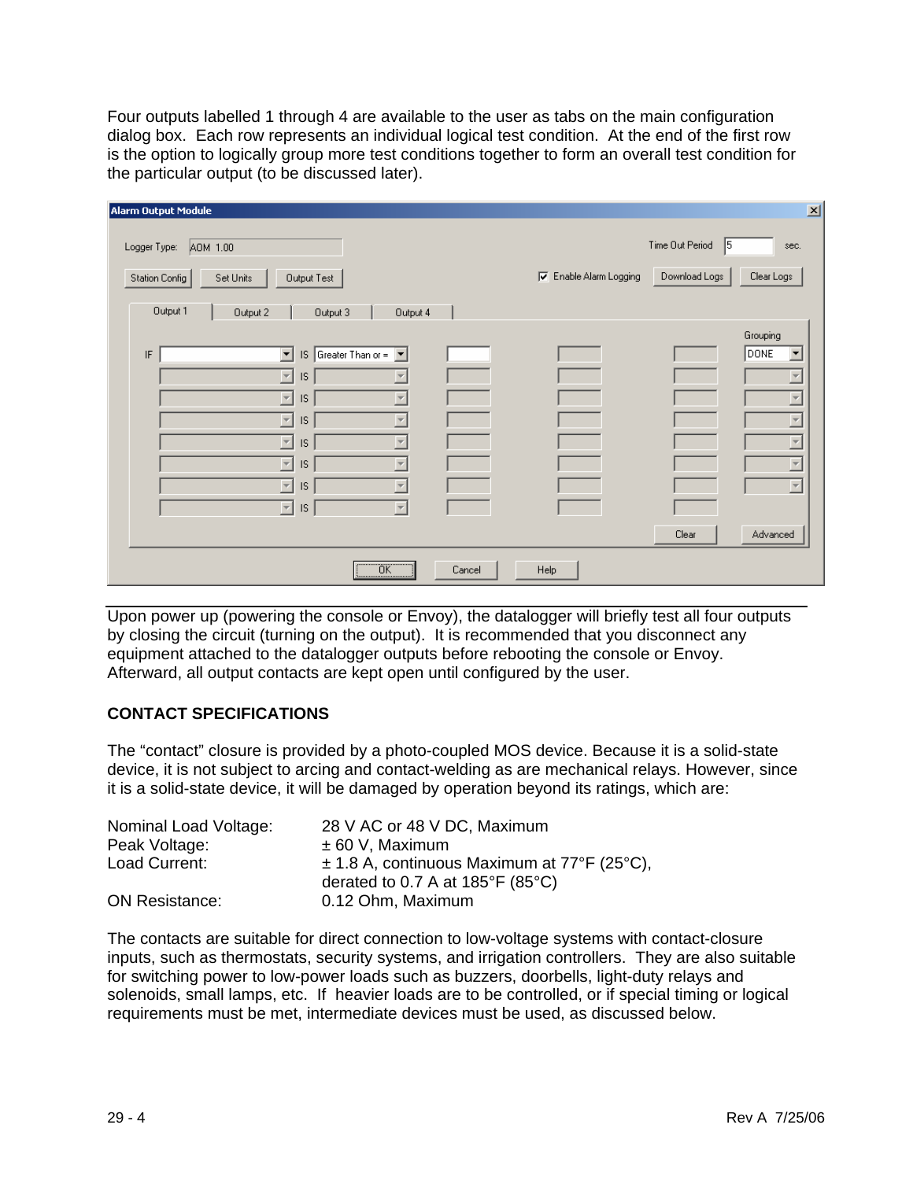Four outputs labelled 1 through 4 are available to the user as tabs on the main configuration dialog box. Each row represents an individual logical test condition. At the end of the first row is the option to logically group more test conditions together to form an overall test condition for the particular output (to be discussed later).

Upon power up (powering the console or Envoy), the datalogger will briefly test all four outputs by closing the circuit (turning on the output). It is recommended that you disconnect any equipment attached to the datalogger outputs before rebooting the console or Envoy. Afterward, all output contacts are kept open until configured by the user.

## CONTACT SPECIFICATIONS

The “contact” closure is provided by a photo-coupled MOS device. Because it is a solid-state device, it is not subject to arcing and contact-welding as are mechanical relays. However, since it is a solid-state device, it will be damaged by operation beyond its ratings, which are:

| | |
|---|---|
| Nominal Load Voltage: | 28 V AC or 48 V DC, Maximum |
| Peak Voltage: | ± 60 V, Maximum |
| Load Current: | ± 1.8 A, continuous Maximum at 77°F (25°C), derated to 0.7 A at 185°F (85°C) |
| ON Resistance: | 0.12 Ohm, Maximum |

The contacts are suitable for direct connection to low-voltage systems with contact-closure inputs, such as thermostats, security systems, and irrigation controllers. They are also suitable for switching power to low-power loads such as buzzers, doorbells, light-duty relays and solenoids, small lamps, etc. If heavier loads are to be controlled, or if special timing or logical requirements must be met, intermediate devices must be used, as discussed below.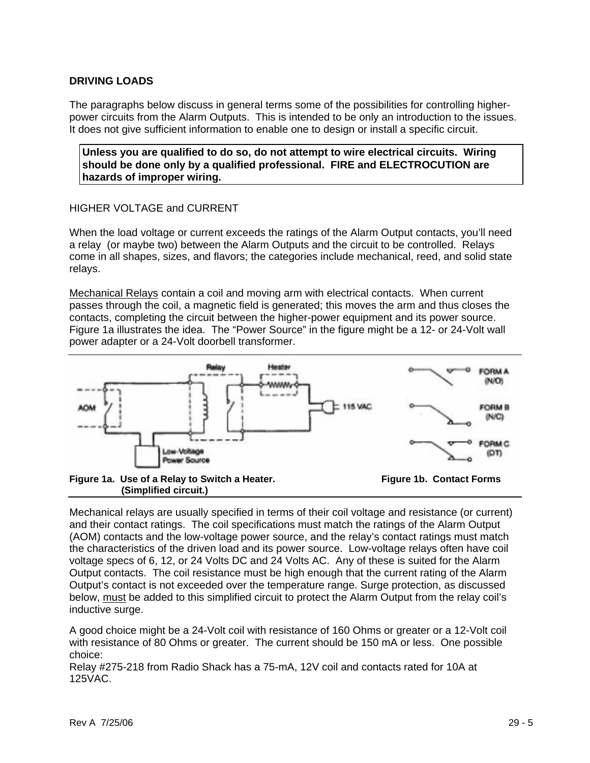## DRIVING LOADS

The paragraphs below discuss in general terms some of the possibilities for controlling higher-power circuits from the Alarm Outputs. This is intended to be only an introduction to the issues. It does not give sufficient information to enable one to design or install a specific circuit.

**Unless you are qualified to do so, do not attempt to wire electrical circuits. Wiring should be done only by a qualified professional. FIRE and ELECTROCUTION are hazards of improper wiring.**

### HIGHER VOLTAGE and CURRENT

When the load voltage or current exceeds the ratings of the Alarm Output contacts, you'll need a relay (or maybe two) between the Alarm Outputs and the circuit to be controlled. Relays come in all shapes, sizes, and flavors; the categories include mechanical, reed, and solid state relays.

Mechanical Relays contain a coil and moving arm with electrical contacts. When current passes through the coil, a magnetic field is generated; this moves the arm and thus closes the contacts, completing the circuit between the higher-power equipment and its power source. Figure 1a illustrates the idea. The "Power Source" in the figure might be a 12- or 24-Volt wall power adapter or a 24-Volt doorbell transformer.

**Figure 1a. Use of a Relay to Switch a Heater. (Simplified circuit.)**

**Figure 1b. Contact Forms**

Mechanical relays are usually specified in terms of their coil voltage and resistance (or current) and their contact ratings. The coil specifications must match the ratings of the Alarm Output (AOM) contacts and the low-voltage power source, and the relay's contact ratings must match the characteristics of the driven load and its power source. Low-voltage relays often have coil voltage specs of 6, 12, or 24 Volts DC and 24 Volts AC. Any of these is suited for the Alarm Output contacts. The coil resistance must be high enough that the current rating of the Alarm Output's contact is not exceeded over the temperature range. Surge protection, as discussed below, must be added to this simplified circuit to protect the Alarm Output from the relay coil's inductive surge.

A good choice might be a 24-Volt coil with resistance of 160 Ohms or greater or a 12-Volt coil with resistance of 80 Ohms or greater. The current should be 150 mA or less. One possible choice:
Relay #275-218 from Radio Shack has a 75-mA, 12V coil and contacts rated for 10A at 125VAC.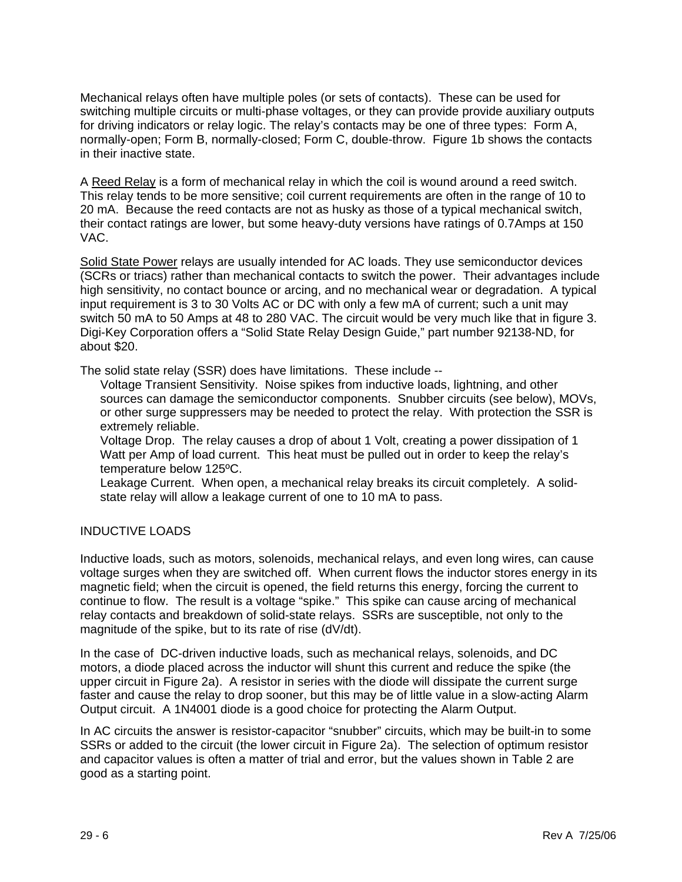Mechanical relays often have multiple poles (or sets of contacts). These can be used for switching multiple circuits or multi-phase voltages, or they can provide provide auxiliary outputs for driving indicators or relay logic. The relay's contacts may be one of three types: Form A, normally-open; Form B, normally-closed; Form C, double-throw. Figure 1b shows the contacts in their inactive state.

A Reed Relay is a form of mechanical relay in which the coil is wound around a reed switch. This relay tends to be more sensitive; coil current requirements are often in the range of 10 to 20 mA. Because the reed contacts are not as husky as those of a typical mechanical switch, their contact ratings are lower, but some heavy-duty versions have ratings of 0.7Amps at 150 VAC.

Solid State Power relays are usually intended for AC loads. They use semiconductor devices (SCRs or triacs) rather than mechanical contacts to switch the power. Their advantages include high sensitivity, no contact bounce or arcing, and no mechanical wear or degradation. A typical input requirement is 3 to 30 Volts AC or DC with only a few mA of current; such a unit may switch 50 mA to 50 Amps at 48 to 280 VAC. The circuit would be very much like that in figure 3. Digi-Key Corporation offers a "Solid State Relay Design Guide," part number 92138-ND, for about $20.

The solid state relay (SSR) does have limitations. These include --

Voltage Transient Sensitivity. Noise spikes from inductive loads, lightning, and other sources can damage the semiconductor components. Snubber circuits (see below), MOVs, or other surge suppressers may be needed to protect the relay. With protection the SSR is extremely reliable.

Voltage Drop. The relay causes a drop of about 1 Volt, creating a power dissipation of 1 Watt per Amp of load current. This heat must be pulled out in order to keep the relay's temperature below 125ºC.

Leakage Current. When open, a mechanical relay breaks its circuit completely. A solid-state relay will allow a leakage current of one to 10 mA to pass.

## INDUCTIVE LOADS

Inductive loads, such as motors, solenoids, mechanical relays, and even long wires, can cause voltage surges when they are switched off. When current flows the inductor stores energy in its magnetic field; when the circuit is opened, the field returns this energy, forcing the current to continue to flow. The result is a voltage "spike." This spike can cause arcing of mechanical relay contacts and breakdown of solid-state relays. SSRs are susceptible, not only to the magnitude of the spike, but to its rate of rise (dV/dt).

In the case of DC-driven inductive loads, such as mechanical relays, solenoids, and DC motors, a diode placed across the inductor will shunt this current and reduce the spike (the upper circuit in Figure 2a). A resistor in series with the diode will dissipate the current surge faster and cause the relay to drop sooner, but this may be of little value in a slow-acting Alarm Output circuit. A 1N4001 diode is a good choice for protecting the Alarm Output.

In AC circuits the answer is resistor-capacitor "snubber" circuits, which may be built-in to some SSRs or added to the circuit (the lower circuit in Figure 2a). The selection of optimum resistor and capacitor values is often a matter of trial and error, but the values shown in Table 2 are good as a starting point.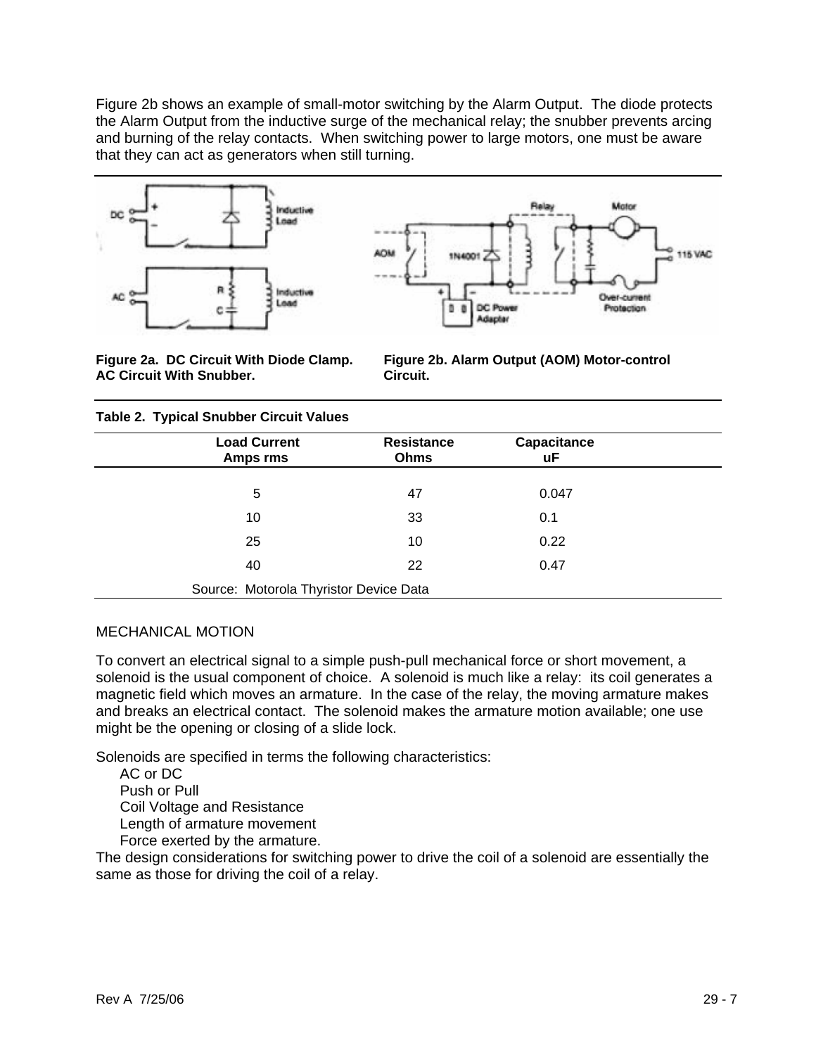Figure 2b shows an example of small-motor switching by the Alarm Output. The diode protects the Alarm Output from the inductive surge of the mechanical relay; the snubber prevents arcing and burning of the relay contacts. When switching power to large motors, one must be aware that they can act as generators when still turning.

**Figure 2a. DC Circuit With Diode Clamp. AC Circuit With Snubber.**

**Figure 2b. Alarm Output (AOM) Motor-control Circuit.**

**Table 2. Typical Snubber Circuit Values**

| Load Current Amps rms | Resistance Ohms | Capacitance uF |
|---|---|---|
| 5 | 47 | 0.047 |
| 10 | 33 | 0.1 |
| 25 | 10 | 0.22 |
| 40 | 22 | 0.47 |

Source: Motorola Thyristor Device Data

## MECHANICAL MOTION

To convert an electrical signal to a simple push-pull mechanical force or short movement, a solenoid is the usual component of choice. A solenoid is much like a relay: its coil generates a magnetic field which moves an armature. In the case of the relay, the moving armature makes and breaks an electrical contact. The solenoid makes the armature motion available; one use might be the opening or closing of a slide lock.

Solenoids are specified in terms the following characteristics:

- AC or DC
- Push or Pull
- Coil Voltage and Resistance
- Length of armature movement
- Force exerted by the armature.

The design considerations for switching power to drive the coil of a solenoid are essentially the same as those for driving the coil of a relay.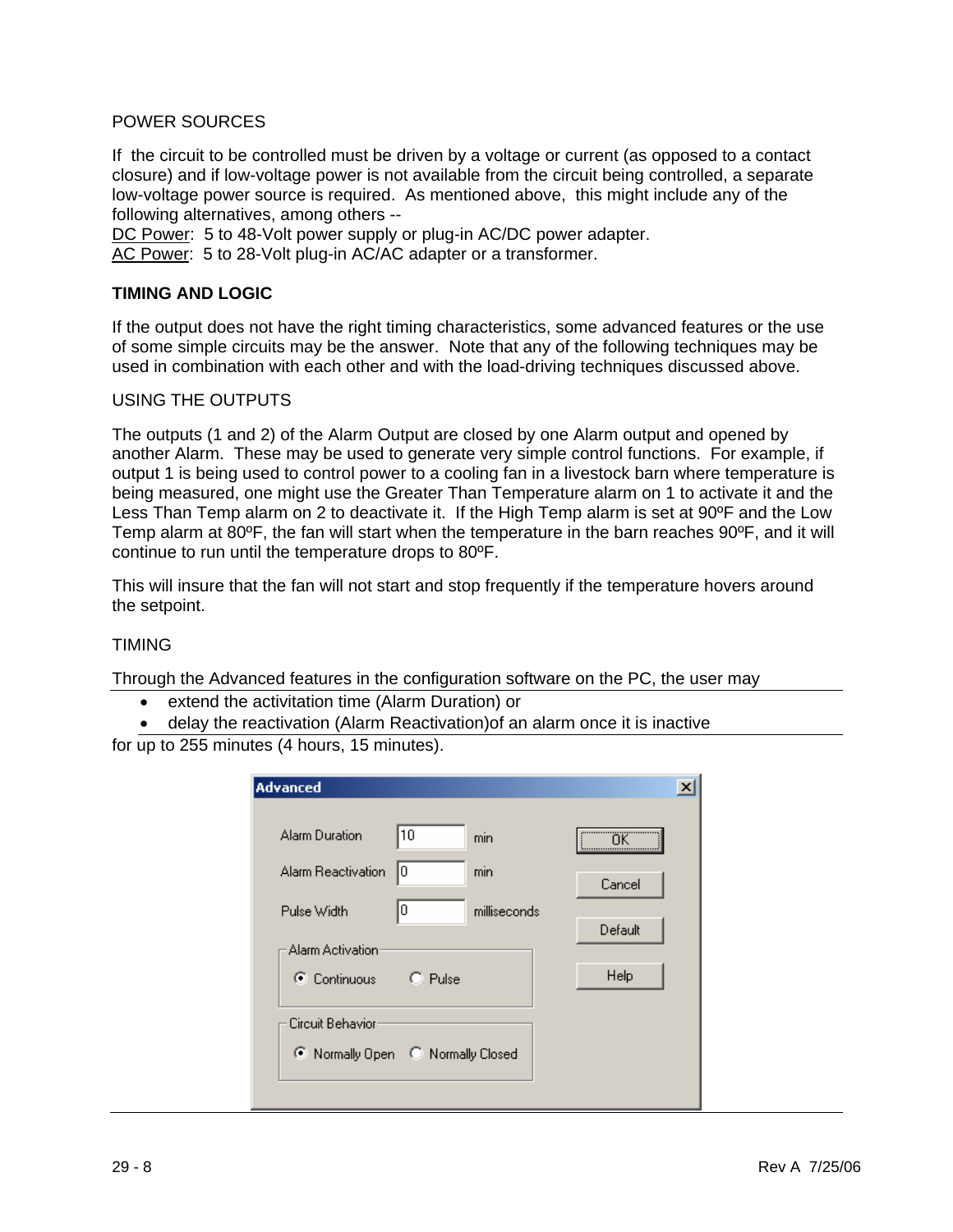POWER SOURCES

If the circuit to be controlled must be driven by a voltage or current (as opposed to a contact closure) and if low-voltage power is not available from the circuit being controlled, a separate low-voltage power source is required. As mentioned above, this might include any of the following alternatives, among others --
DC Power: 5 to 48-Volt power supply or plug-in AC/DC power adapter.
AC Power: 5 to 28-Volt plug-in AC/AC adapter or a transformer.

**TIMING AND LOGIC**

If the output does not have the right timing characteristics, some advanced features or the use of some simple circuits may be the answer. Note that any of the following techniques may be used in combination with each other and with the load-driving techniques discussed above.

USING THE OUTPUTS

The outputs (1 and 2) of the Alarm Output are closed by one Alarm output and opened by another Alarm. These may be used to generate very simple control functions. For example, if output 1 is being used to control power to a cooling fan in a livestock barn where temperature is being measured, one might use the Greater Than Temperature alarm on 1 to activate it and the Less Than Temp alarm on 2 to deactivate it. If the High Temp alarm is set at 90ºF and the Low Temp alarm at 80ºF, the fan will start when the temperature in the barn reaches 90ºF, and it will continue to run until the temperature drops to 80ºF.

This will insure that the fan will not start and stop frequently if the temperature hovers around the setpoint.

TIMING

Through the Advanced features in the configuration software on the PC, the user may

- extend the activitation time (Alarm Duration) or
- delay the reactivation (Alarm Reactivation)of an alarm once it is inactive

for up to 255 minutes (4 hours, 15 minutes).

Advanced

Alarm Duration 10 min
Alarm Reactivation 0 min
Pulse Width 0 milliseconds

Alarm Activation
Continuous Pulse

Circuit Behavior
Normally Open Normally Closed

OK
Cancel
Default
Help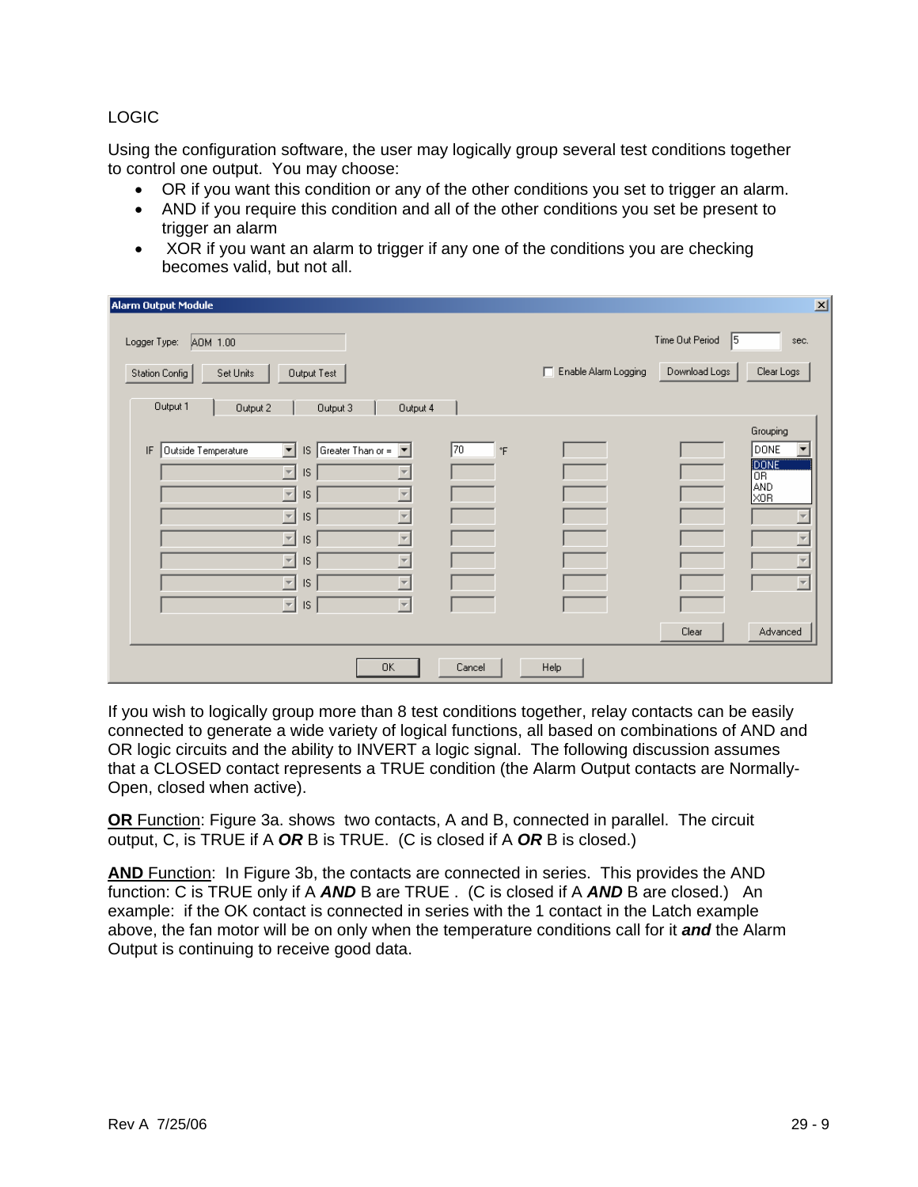LOGIC

Using the configuration software, the user may logically group several test conditions together to control one output. You may choose:

- OR if you want this condition or any of the other conditions you set to trigger an alarm.
- AND if you require this condition and all of the other conditions you set be present to trigger an alarm
- XOR if you want an alarm to trigger if any one of the conditions you are checking becomes valid, but not all.

If you wish to logically group more than 8 test conditions together, relay contacts can be easily connected to generate a wide variety of logical functions, all based on combinations of AND and OR logic circuits and the ability to INVERT a logic signal. The following discussion assumes that a CLOSED contact represents a TRUE condition (the Alarm Output contacts are Normally-Open, closed when active).

**OR** Function: Figure 3a. shows two contacts, A and B, connected in parallel. The circuit output, C, is TRUE if A ***OR*** B is TRUE. (C is closed if A ***OR*** B is closed.)

**AND** Function: In Figure 3b, the contacts are connected in series. This provides the AND function: C is TRUE only if A ***AND*** B are TRUE . (C is closed if A ***AND*** B are closed.) An example: if the OK contact is connected in series with the 1 contact in the Latch example above, the fan motor will be on only when the temperature conditions call for it ***and*** the Alarm Output is continuing to receive good data.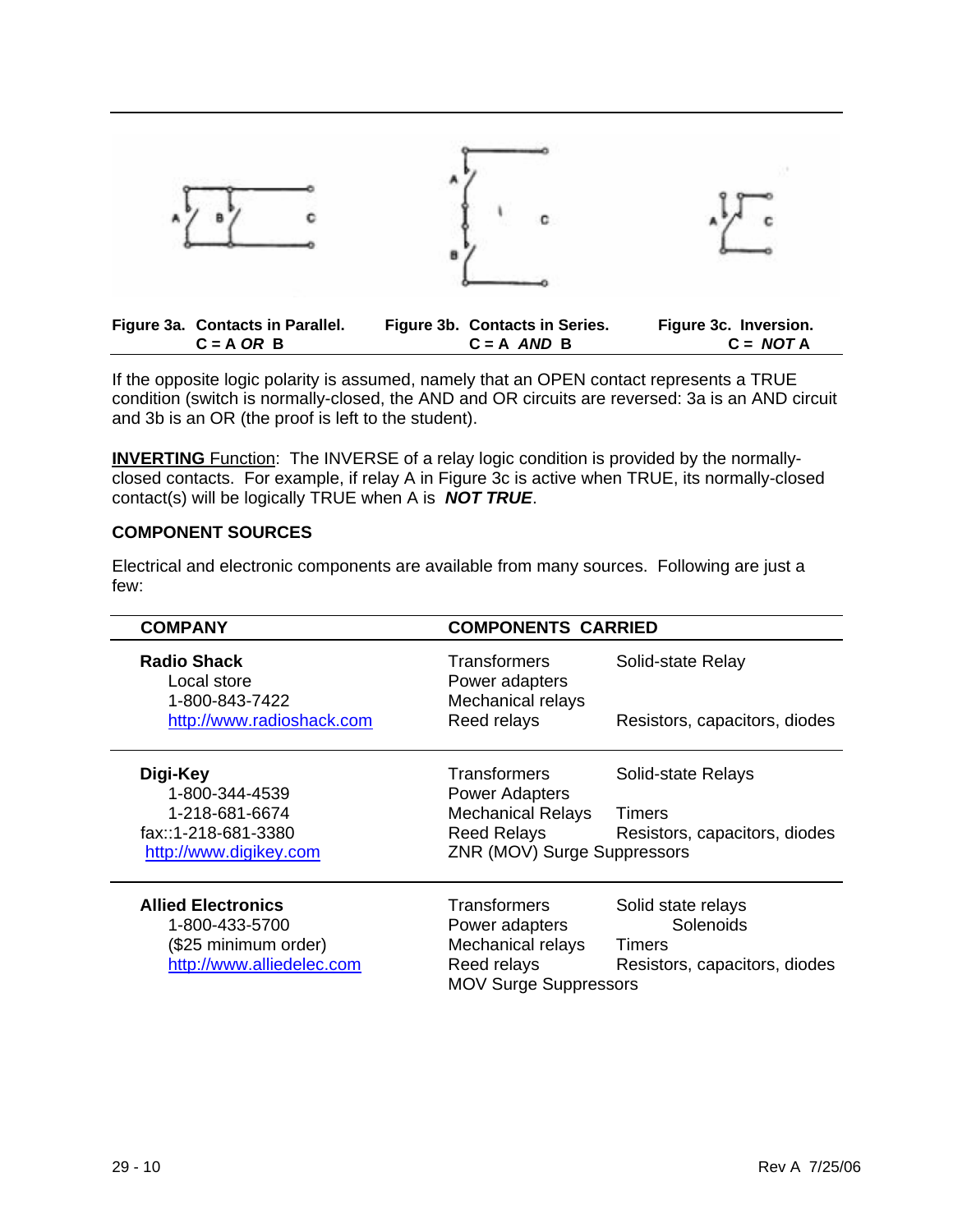Figure 3a. Contacts in Parallel.
C = A ***OR*** B

Figure 3b. Contacts in Series.
C = A ***AND*** B

Figure 3c. Inversion.
C = ***NOT*** A

If the opposite logic polarity is assumed, namely that an OPEN contact represents a TRUE condition (switch is normally-closed, the AND and OR circuits are reversed: 3a is an AND circuit and 3b is an OR (the proof is left to the student).

**INVERTING** Function: The INVERSE of a relay logic condition is provided by the normally-closed contacts. For example, if relay A in Figure 3c is active when TRUE, its normally-closed contact(s) will be logically TRUE when A is ***NOT TRUE***.

**COMPONENT SOURCES**

Electrical and electronic components are available from many sources. Following are just a few:

| COMPANY | COMPONENTS CARRIED | |
|---|---|---|
| **Radio Shack**<br>Local store<br>1-800-843-7422<br>http://www.radioshack.com | Transformers<br>Power adapters<br>Mechanical relays<br>Reed relays | Solid-state Relay<br><br><br>Resistors, capacitors, diodes |
| **Digi-Key**<br>1-800-344-4539<br>1-218-681-6674<br>fax::1-218-681-3380<br>http://www.digikey.com | Transformers<br>Power Adapters<br>Mechanical Relays<br>Reed Relays<br>ZNR (MOV) Surge Suppressors | Solid-state Relays<br><br>Timers<br>Resistors, capacitors, diodes |
| **Allied Electronics**<br>1-800-433-5700<br>($25 minimum order)<br>http://www.alliedelec.com | Transformers<br>Power adapters<br>Mechanical relays<br>Reed relays<br>MOV Surge Suppressors | Solid state relays<br>Solenoids<br>Timers<br>Resistors, capacitors, diodes |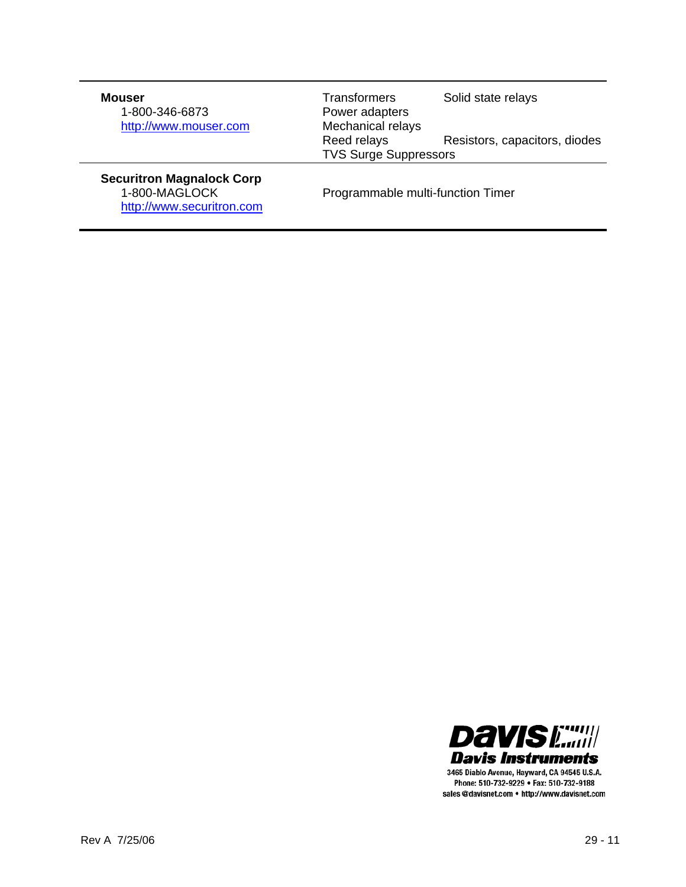| | | |
|---|---|---|
| **Mouser**<br>1-800-346-6873<br>http://www.mouser.com | Transformers<br>Power adapters<br>Mechanical relays<br>Reed relays<br>TVS Surge Suppressors | Solid state relays<br><br><br>Resistors, capacitors, diodes |
| **Securitron Magnalock Corp**<br>1-800-MAGLOCK<br>http://www.securitron.com | Programmable multi-function Timer | |

**Davis Instruments**

3465 Diablo Avenue, Hayward, CA 94545 U.S.A.
Phone: 510-732-9229 • Fax: 510-732-9188
sales@davisnet.com • http://www.davisnet.com

Rev A 7/25/06